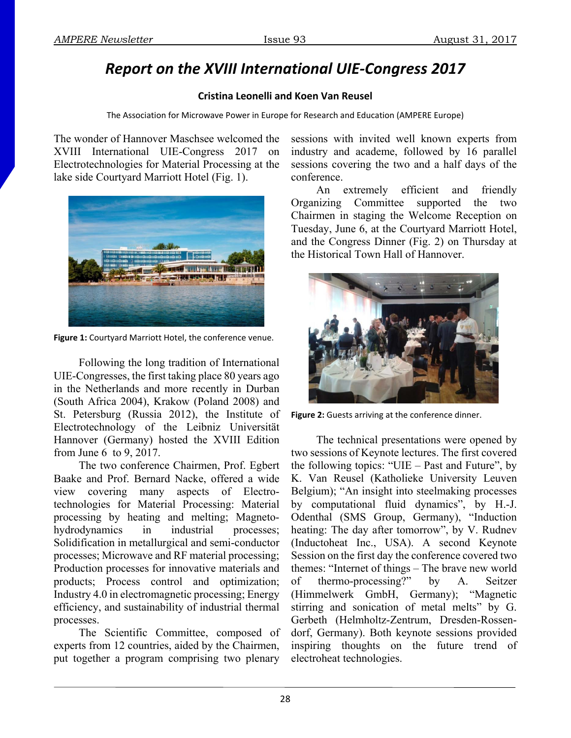# *Report on the XVIII International UIE-Congress 2017*

**Cristina Leonelli and Koen Van Reusel**

The Association for Microwave Power in Europe for Research and Education (AMPERE Europe)

The wonder of Hannover Maschsee welcomed the XVIII International UIE-Congress 2017 on Electrotechnologies for Material Processing at the lake side Courtyard Marriott Hotel (Fig. 1).

**Figure 1:** Courtyard Marriott Hotel, the conference venue.

Following the long tradition of International UIE-Congresses, the first taking place 80 years ago in the Netherlands and more recently in Durban (South Africa 2004), Krakow (Poland 2008) and St. Petersburg (Russia 2012), the Institute of Electrotechnology of the Leibniz Universität Hannover (Germany) hosted the XVIII Edition from June 6 to 9, 2017.

The two conference Chairmen, Prof. Egbert Baake and Prof. Bernard Nacke, offered a wide view covering many aspects of Electrotechnologies for Material Processing: Material processing by heating and melting; Magnetohydrodynamics in industrial processes; Solidification in metallurgical and semi-conductor processes; Microwave and RF material processing; Production processes for innovative materials and products; Process control and optimization; Industry 4.0 in electromagnetic processing; Energy efficiency, and sustainability of industrial thermal processes.

The Scientific Committee, composed of experts from 12 countries, aided by the Chairmen, put together a program comprising two plenary sessions with invited well known experts from industry and academe, followed by 16 parallel sessions covering the two and a half days of the conference.

An extremely efficient and friendly Organizing Committee supported the two Chairmen in staging the Welcome Reception on Tuesday, June 6, at the Courtyard Marriott Hotel, and the Congress Dinner (Fig. 2) on Thursday at the Historical Town Hall of Hannover.

**Figure 2:** Guests arriving at the conference dinner.

The technical presentations were opened by two sessions of Keynote lectures. The first covered the following topics: "UIE – Past and Future", by K. Van Reusel (Katholieke University Leuven Belgium); "An insight into steelmaking processes by computational fluid dynamics", by H.-J. Odenthal (SMS Group, Germany), "Induction heating: The day after tomorrow", by V. Rudnev (Inductoheat Inc., USA). A second Keynote Session on the first day the conference covered two themes: "Internet of things – The brave new world of thermo-processing?" by A. Seitzer (Himmelwerk GmbH, Germany); "Magnetic stirring and sonication of metal melts" by G. Gerbeth (Helmholtz-Zentrum, Dresden-Rossendorf, Germany). Both keynote sessions provided inspiring thoughts on the future trend of electroheat technologies.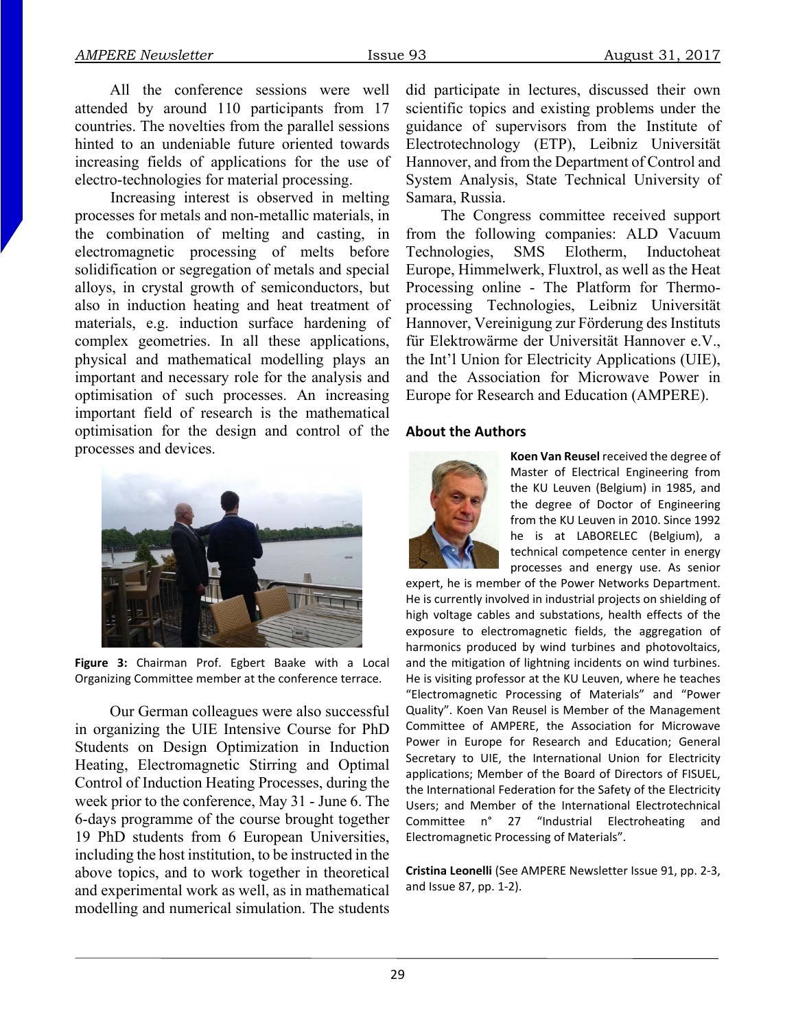All the conference sessions were well attended by around 110 participants from 17 countries. The novelties from the parallel sessions hinted to an undeniable future oriented towards increasing fields of applications for the use of electro-technologies for material processing.

Increasing interest is observed in melting processes for metals and non-metallic materials, in the combination of melting and casting, in electromagnetic processing of melts before solidification or segregation of metals and special alloys, in crystal growth of semiconductors, but also in induction heating and heat treatment of materials, e.g. induction surface hardening of complex geometries. In all these applications, physical and mathematical modelling plays an important and necessary role for the analysis and optimisation of such processes. An increasing important field of research is the mathematical optimisation for the design and control of the processes and devices.

**Figure 3:** Chairman Prof. Egbert Baake with a Local Organizing Committee member at the conference terrace.

Our German colleagues were also successful in organizing the UIE Intensive Course for PhD Students on Design Optimization in Induction Heating, Electromagnetic Stirring and Optimal Control of Induction Heating Processes, during the week prior to the conference, May 31 - June 6. The 6-days programme of the course brought together 19 PhD students from 6 European Universities, including the host institution, to be instructed in the above topics, and to work together in theoretical and experimental work as well, as in mathematical modelling and numerical simulation. The students did participate in lectures, discussed their own scientific topics and existing problems under the guidance of supervisors from the Institute of Electrotechnology (ETP), Leibniz Universität Hannover, and from the Department of Control and System Analysis, State Technical University of Samara, Russia.

The Congress committee received support from the following companies: ALD Vacuum Technologies, SMS Elotherm, Inductoheat Europe, Himmelwerk, Fluxtrol, as well as the Heat Processing online - The Platform for Thermo-processing Technologies, Leibniz Universität Hannover, Vereinigung zur Förderung des Instituts für Elektrowärme der Universität Hannover e.V., the Int'l Union for Electricity Applications (UIE), and the Association for Microwave Power in Europe for Research and Education (AMPERE).

## About the Authors

**Koen Van Reusel** received the degree of Master of Electrical Engineering from the KU Leuven (Belgium) in 1985, and the degree of Doctor of Engineering from the KU Leuven in 2010. Since 1992 he is at LABORELEC (Belgium), a technical competence center in energy processes and energy use. As senior expert, he is member of the Power Networks Department. He is currently involved in industrial projects on shielding of high voltage cables and substations, health effects of the exposure to electromagnetic fields, the aggregation of harmonics produced by wind turbines and photovoltaics, and the mitigation of lightning incidents on wind turbines. He is visiting professor at the KU Leuven, where he teaches "Electromagnetic Processing of Materials" and "Power Quality". Koen Van Reusel is Member of the Management Committee of AMPERE, the Association for Microwave Power in Europe for Research and Education; General Secretary to UIE, the International Union for Electricity applications; Member of the Board of Directors of FISUEL, the International Federation for the Safety of the Electricity Users; and Member of the International Electrotechnical Committee n° 27 "Industrial Electroheating and Electromagnetic Processing of Materials".

**Cristina Leonelli** (See AMPERE Newsletter Issue 91, pp. 2-3, and Issue 87, pp. 1-2).